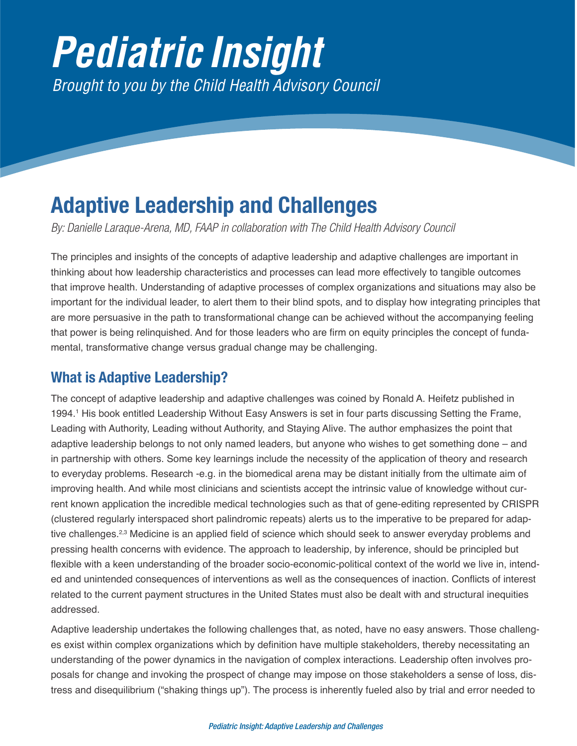# Pediatric Insight

*Brought to you by the Child Health Advisory Council*

## Adaptive Leadership and Challenges

*By: Danielle Laraque-Arena, MD, FAAP in collaboration with The Child Health Advisory Council*

The principles and insights of the concepts of adaptive leadership and adaptive challenges are important in thinking about how leadership characteristics and processes can lead more effectively to tangible outcomes that improve health. Understanding of adaptive processes of complex organizations and situations may also be important for the individual leader, to alert them to their blind spots, and to display how integrating principles that are more persuasive in the path to transformational change can be achieved without the accompanying feeling that power is being relinquished. And for those leaders who are firm on equity principles the concept of fundamental, transformative change versus gradual change may be challenging.

### What is Adaptive Leadership?

The concept of adaptive leadership and adaptive challenges was coined by Ronald A. Heifetz published in 1994.[1] His book entitled Leadership Without Easy Answers is set in four parts discussing Setting the Frame, Leading with Authority, Leading without Authority, and Staying Alive. The author emphasizes the point that adaptive leadership belongs to not only named leaders, but anyone who wishes to get something done – and in partnership with others. Some key learnings include the necessity of the application of theory and research to everyday problems. Research -e.g. in the biomedical arena may be distant initially from the ultimate aim of improving health. And while most clinicians and scientists accept the intrinsic value of knowledge without current known application the incredible medical technologies such as that of gene-editing represented by CRISPR (clustered regularly interspaced short palindromic repeats) alerts us to the imperative to be prepared for adaptive challenges.[2,3] Medicine is an applied field of science which should seek to answer everyday problems and pressing health concerns with evidence. The approach to leadership, by inference, should be principled but flexible with a keen understanding of the broader socio-economic-political context of the world we live in, intended and unintended consequences of interventions as well as the consequences of inaction. Conflicts of interest related to the current payment structures in the United States must also be dealt with and structural inequities addressed.

Adaptive leadership undertakes the following challenges that, as noted, have no easy answers. Those challenges exist within complex organizations which by definition have multiple stakeholders, thereby necessitating an understanding of the power dynamics in the navigation of complex interactions. Leadership often involves proposals for change and invoking the prospect of change may impose on those stakeholders a sense of loss, distress and disequilibrium ("shaking things up"). The process is inherently fueled also by trial and error needed to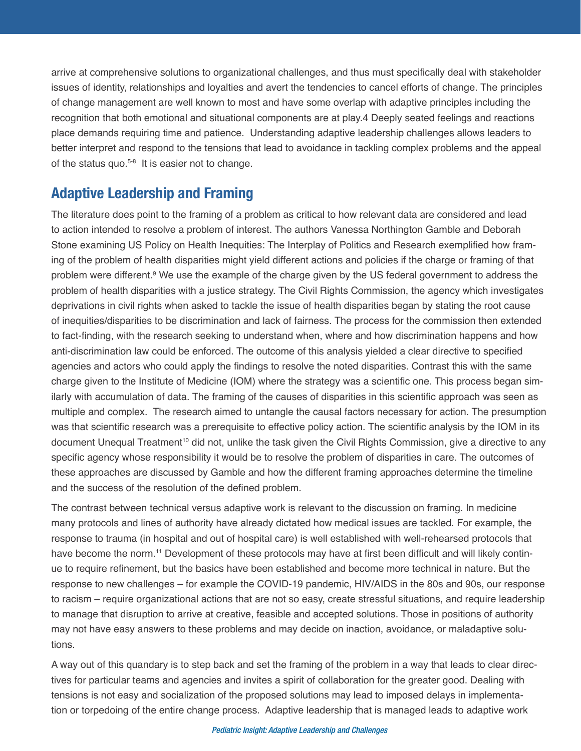arrive at comprehensive solutions to organizational challenges, and thus must specifically deal with stakeholder issues of identity, relationships and loyalties and avert the tendencies to cancel efforts of change. The principles of change management are well known to most and have some overlap with adaptive principles including the recognition that both emotional and situational components are at play.4 Deeply seated feelings and reactions place demands requiring time and patience. Understanding adaptive leadership challenges allows leaders to better interpret and respond to the tensions that lead to avoidance in tackling complex problems and the appeal of the status quo.[5-8] It is easier not to change.

## Adaptive Leadership and Framing

The literature does point to the framing of a problem as critical to how relevant data are considered and lead to action intended to resolve a problem of interest. The authors Vanessa Northington Gamble and Deborah Stone examining US Policy on Health Inequities: The Interplay of Politics and Research exemplified how framing of the problem of health disparities might yield different actions and policies if the charge or framing of that problem were different.[9] We use the example of the charge given by the US federal government to address the problem of health disparities with a justice strategy. The Civil Rights Commission, the agency which investigates deprivations in civil rights when asked to tackle the issue of health disparities began by stating the root cause of inequities/disparities to be discrimination and lack of fairness. The process for the commission then extended to fact-finding, with the research seeking to understand when, where and how discrimination happens and how anti-discrimination law could be enforced. The outcome of this analysis yielded a clear directive to specified agencies and actors who could apply the findings to resolve the noted disparities. Contrast this with the same charge given to the Institute of Medicine (IOM) where the strategy was a scientific one. This process began similarly with accumulation of data. The framing of the causes of disparities in this scientific approach was seen as multiple and complex. The research aimed to untangle the causal factors necessary for action. The presumption was that scientific research was a prerequisite to effective policy action. The scientific analysis by the IOM in its document Unequal Treatment[10] did not, unlike the task given the Civil Rights Commission, give a directive to any specific agency whose responsibility it would be to resolve the problem of disparities in care. The outcomes of these approaches are discussed by Gamble and how the different framing approaches determine the timeline and the success of the resolution of the defined problem.

The contrast between technical versus adaptive work is relevant to the discussion on framing. In medicine many protocols and lines of authority have already dictated how medical issues are tackled. For example, the response to trauma (in hospital and out of hospital care) is well established with well-rehearsed protocols that have become the norm.[11] Development of these protocols may have at first been difficult and will likely continue to require refinement, but the basics have been established and become more technical in nature. But the response to new challenges – for example the COVID-19 pandemic, HIV/AIDS in the 80s and 90s, our response to racism – require organizational actions that are not so easy, create stressful situations, and require leadership to manage that disruption to arrive at creative, feasible and accepted solutions. Those in positions of authority may not have easy answers to these problems and may decide on inaction, avoidance, or maladaptive solutions.

A way out of this quandary is to step back and set the framing of the problem in a way that leads to clear directives for particular teams and agencies and invites a spirit of collaboration for the greater good. Dealing with tensions is not easy and socialization of the proposed solutions may lead to imposed delays in implementation or torpedoing of the entire change process. Adaptive leadership that is managed leads to adaptive work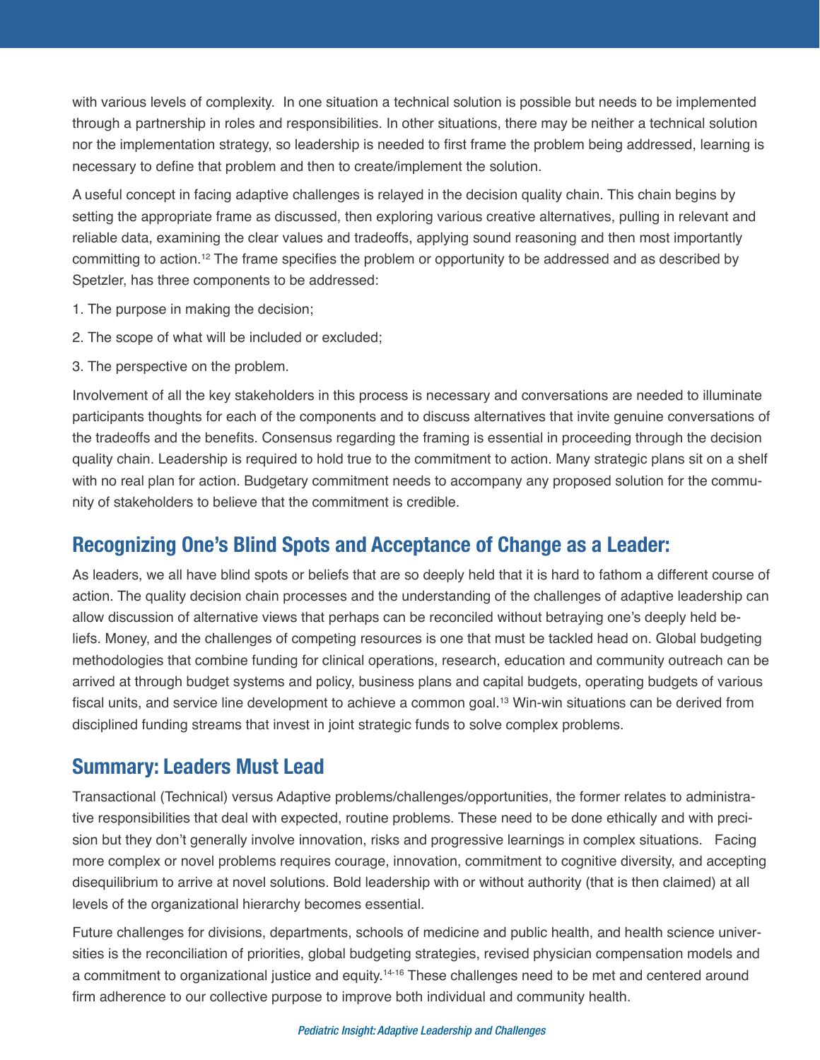with various levels of complexity. In one situation a technical solution is possible but needs to be implemented through a partnership in roles and responsibilities. In other situations, there may be neither a technical solution nor the implementation strategy, so leadership is needed to first frame the problem being addressed, learning is necessary to define that problem and then to create/implement the solution.

A useful concept in facing adaptive challenges is relayed in the decision quality chain. This chain begins by setting the appropriate frame as discussed, then exploring various creative alternatives, pulling in relevant and reliable data, examining the clear values and tradeoffs, applying sound reasoning and then most importantly committing to action.[12] The frame specifies the problem or opportunity to be addressed and as described by Spetzler, has three components to be addressed:

1. The purpose in making the decision;
2. The scope of what will be included or excluded;
3. The perspective on the problem.

Involvement of all the key stakeholders in this process is necessary and conversations are needed to illuminate participants thoughts for each of the components and to discuss alternatives that invite genuine conversations of the tradeoffs and the benefits. Consensus regarding the framing is essential in proceeding through the decision quality chain. Leadership is required to hold true to the commitment to action. Many strategic plans sit on a shelf with no real plan for action. Budgetary commitment needs to accompany any proposed solution for the community of stakeholders to believe that the commitment is credible.

## Recognizing One's Blind Spots and Acceptance of Change as a Leader:

As leaders, we all have blind spots or beliefs that are so deeply held that it is hard to fathom a different course of action. The quality decision chain processes and the understanding of the challenges of adaptive leadership can allow discussion of alternative views that perhaps can be reconciled without betraying one's deeply held beliefs. Money, and the challenges of competing resources is one that must be tackled head on. Global budgeting methodologies that combine funding for clinical operations, research, education and community outreach can be arrived at through budget systems and policy, business plans and capital budgets, operating budgets of various fiscal units, and service line development to achieve a common goal.[13] Win-win situations can be derived from disciplined funding streams that invest in joint strategic funds to solve complex problems.

## Summary: Leaders Must Lead

Transactional (Technical) versus Adaptive problems/challenges/opportunities, the former relates to administrative responsibilities that deal with expected, routine problems. These need to be done ethically and with precision but they don't generally involve innovation, risks and progressive learnings in complex situations. Facing more complex or novel problems requires courage, innovation, commitment to cognitive diversity, and accepting disequilibrium to arrive at novel solutions. Bold leadership with or without authority (that is then claimed) at all levels of the organizational hierarchy becomes essential.

Future challenges for divisions, departments, schools of medicine and public health, and health science universities is the reconciliation of priorities, global budgeting strategies, revised physician compensation models and a commitment to organizational justice and equity.[14-16] These challenges need to be met and centered around firm adherence to our collective purpose to improve both individual and community health.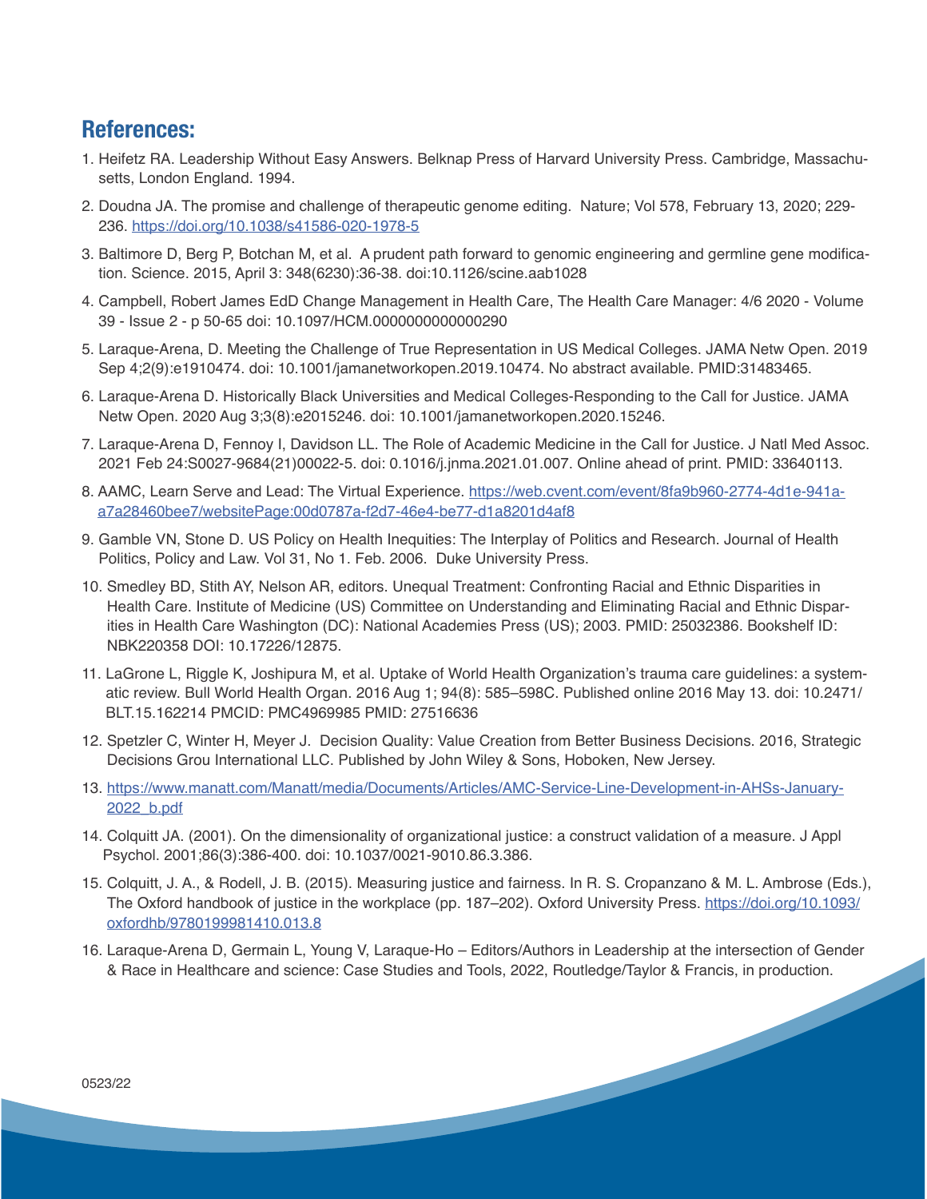## References:

1. Heifetz RA. Leadership Without Easy Answers. Belknap Press of Harvard University Press. Cambridge, Massachusetts, London England. 1994.
2. Doudna JA. The promise and challenge of therapeutic genome editing. Nature; Vol 578, February 13, 2020; 229-236. https://doi.org/10.1038/s41586-020-1978-5
3. Baltimore D, Berg P, Botchan M, et al. A prudent path forward to genomic engineering and germline gene modification. Science. 2015, April 3: 348(6230):36-38. doi:10.1126/scine.aab1028
4. Campbell, Robert James EdD Change Management in Health Care, The Health Care Manager: 4/6 2020 - Volume 39 - Issue 2 - p 50-65 doi: 10.1097/HCM.0000000000000290
5. Laraque-Arena, D. Meeting the Challenge of True Representation in US Medical Colleges. JAMA Netw Open. 2019 Sep 4;2(9):e1910474. doi: 10.1001/jamanetworkopen.2019.10474. No abstract available. PMID:31483465.
6. Laraque-Arena D. Historically Black Universities and Medical Colleges-Responding to the Call for Justice. JAMA Netw Open. 2020 Aug 3;3(8):e2015246. doi: 10.1001/jamanetworkopen.2020.15246.
7. Laraque-Arena D, Fennoy I, Davidson LL. The Role of Academic Medicine in the Call for Justice. J Natl Med Assoc. 2021 Feb 24:S0027-9684(21)00022-5. doi: 0.1016/j.jnma.2021.01.007. Online ahead of print. PMID: 33640113.
8. AAMC, Learn Serve and Lead: The Virtual Experience. https://web.cvent.com/event/8fa9b960-2774-4d1e-941a-a7a28460bee7/websitePage:00d0787a-f2d7-46e4-be77-d1a8201d4af8
9. Gamble VN, Stone D. US Policy on Health Inequities: The Interplay of Politics and Research. Journal of Health Politics, Policy and Law. Vol 31, No 1. Feb. 2006. Duke University Press.
10. Smedley BD, Stith AY, Nelson AR, editors. Unequal Treatment: Confronting Racial and Ethnic Disparities in Health Care. Institute of Medicine (US) Committee on Understanding and Eliminating Racial and Ethnic Disparities in Health Care Washington (DC): National Academies Press (US); 2003. PMID: 25032386. Bookshelf ID: NBK220358 DOI: 10.17226/12875.
11. LaGrone L, Riggle K, Joshipura M, et al. Uptake of World Health Organization's trauma care guidelines: a systematic review. Bull World Health Organ. 2016 Aug 1; 94(8): 585–598C. Published online 2016 May 13. doi: 10.2471/BLT.15.162214 PMCID: PMC4969985 PMID: 27516636
12. Spetzler C, Winter H, Meyer J. Decision Quality: Value Creation from Better Business Decisions. 2016, Strategic Decisions Grou International LLC. Published by John Wiley & Sons, Hoboken, New Jersey.
13. https://www.manatt.com/Manatt/media/Documents/Articles/AMC-Service-Line-Development-in-AHSs-January-2022_b.pdf
14. Colquitt JA. (2001). On the dimensionality of organizational justice: a construct validation of a measure. J Appl Psychol. 2001;86(3):386-400. doi: 10.1037/0021-9010.86.3.386.
15. Colquitt, J. A., & Rodell, J. B. (2015). Measuring justice and fairness. In R. S. Cropanzano & M. L. Ambrose (Eds.), The Oxford handbook of justice in the workplace (pp. 187–202). Oxford University Press. https://doi.org/10.1093/oxfordhb/9780199981410.013.8
16. Laraque-Arena D, Germain L, Young V, Laraque-Ho – Editors/Authors in Leadership at the intersection of Gender & Race in Healthcare and science: Case Studies and Tools, 2022, Routledge/Taylor & Francis, in production.

0523/22